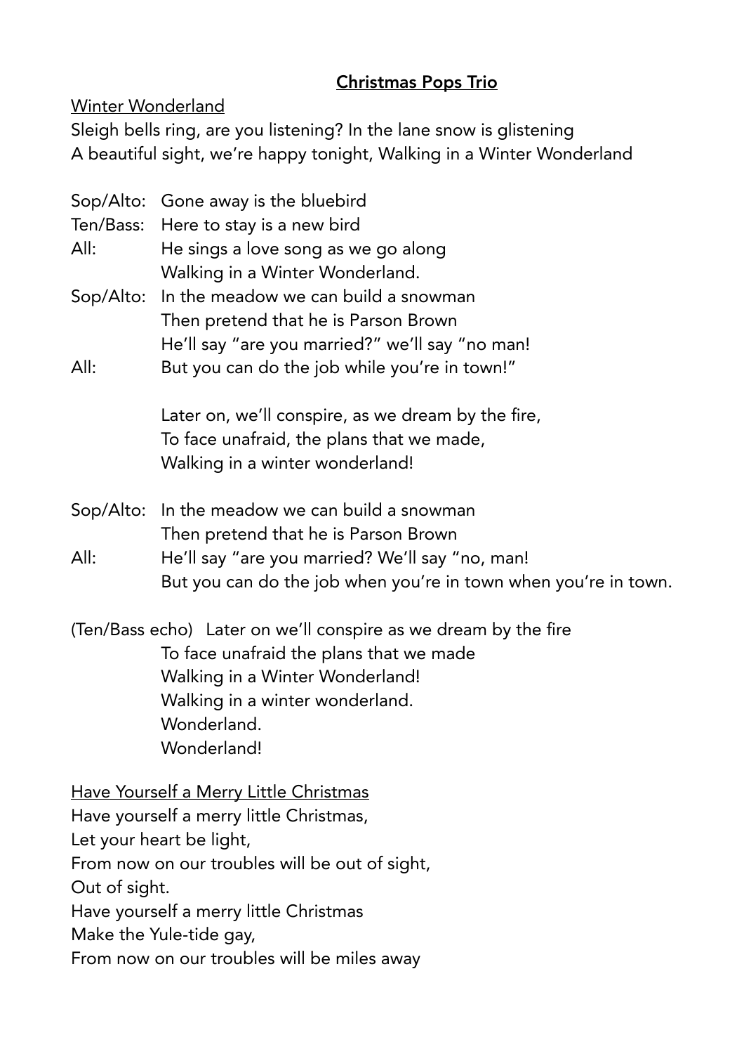**<u>Christmas Pops Trio</u>**

<u>Winter Wonderland</u>

Sleigh bells ring, are you listening? In the lane snow is glistening
A beautiful sight, we're happy tonight, Walking in a Winter Wonderland

Sop/Alto: Gone away is the bluebird
Ten/Bass: Here to stay is a new bird
All: He sings a love song as we go along
Walking in a Winter Wonderland.
Sop/Alto: In the meadow we can build a snowman
Then pretend that he is Parson Brown
He'll say "are you married?" we'll say "no man!
All: But you can do the job while you're in town!"

Later on, we'll conspire, as we dream by the fire,
To face unafraid, the plans that we made,
Walking in a winter wonderland!

Sop/Alto: In the meadow we can build a snowman
Then pretend that he is Parson Brown
All: He'll say "are you married? We'll say "no, man!
But you can do the job when you're in town when you're in town.

(Ten/Bass echo) Later on we'll conspire as we dream by the fire
To face unafraid the plans that we made
Walking in a Winter Wonderland!
Walking in a winter wonderland.
Wonderland.
Wonderland!

<u>Have Yourself a Merry Little Christmas</u>

Have yourself a merry little Christmas,
Let your heart be light,
From now on our troubles will be out of sight,
Out of sight.
Have yourself a merry little Christmas
Make the Yule-tide gay,
From now on our troubles will be miles away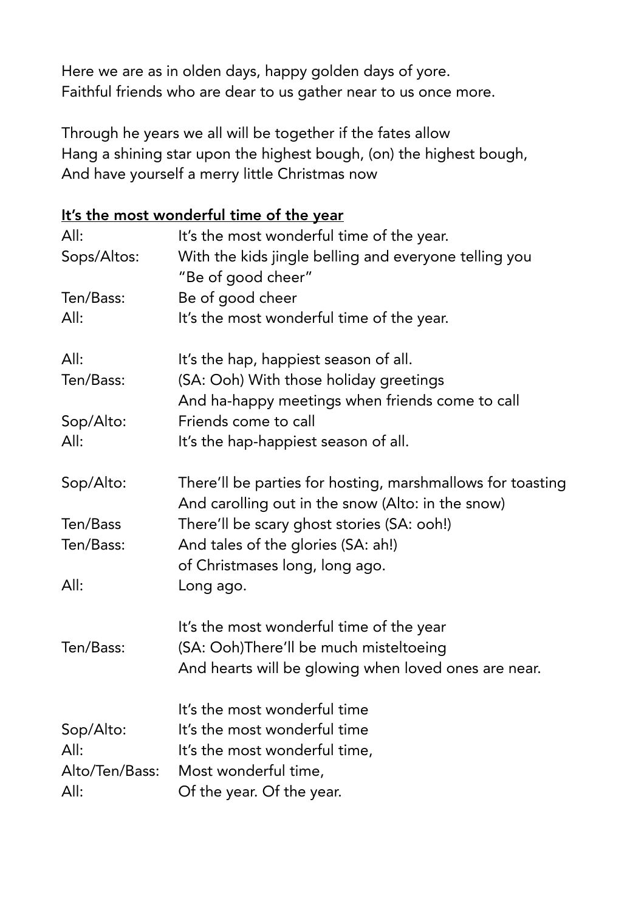Here we are as in olden days, happy golden days of yore.
Faithful friends who are dear to us gather near to us once more.

Through he years we all will be together if the fates allow
Hang a shining star upon the highest bough, (on) the highest bough,
And have yourself a merry little Christmas now

**<u>It's the most wonderful time of the year</u>**

| | |
|---|---|
| All: | It's the most wonderful time of the year. |
| Sops/Altos: | With the kids jingle belling and everyone telling you "Be of good cheer" |
| Ten/Bass: | Be of good cheer |
| All: | It's the most wonderful time of the year. |
| | |
| All: | It's the hap, happiest season of all. |
| Ten/Bass: | (SA: Ooh) With those holiday greetings And ha-happy meetings when friends come to call |
| Sop/Alto: | Friends come to call |
| All: | It's the hap-happiest season of all. |
| | |
| Sop/Alto: | There'll be parties for hosting, marshmallows for toasting And carolling out in the snow (Alto: in the snow) |
| Ten/Bass | There'll be scary ghost stories (SA: ooh!) |
| Ten/Bass: | And tales of the glories (SA: ah!) of Christmases long, long ago. |
| All: | Long ago. |
| | |
| | It's the most wonderful time of the year |
| Ten/Bass: | (SA: Ooh)There'll be much misteltoeing And hearts will be glowing when loved ones are near. |
| | |
| | It's the most wonderful time |
| Sop/Alto: | It's the most wonderful time |
| All: | It's the most wonderful time, |
| Alto/Ten/Bass: | Most wonderful time, |
| All: | Of the year. Of the year. |